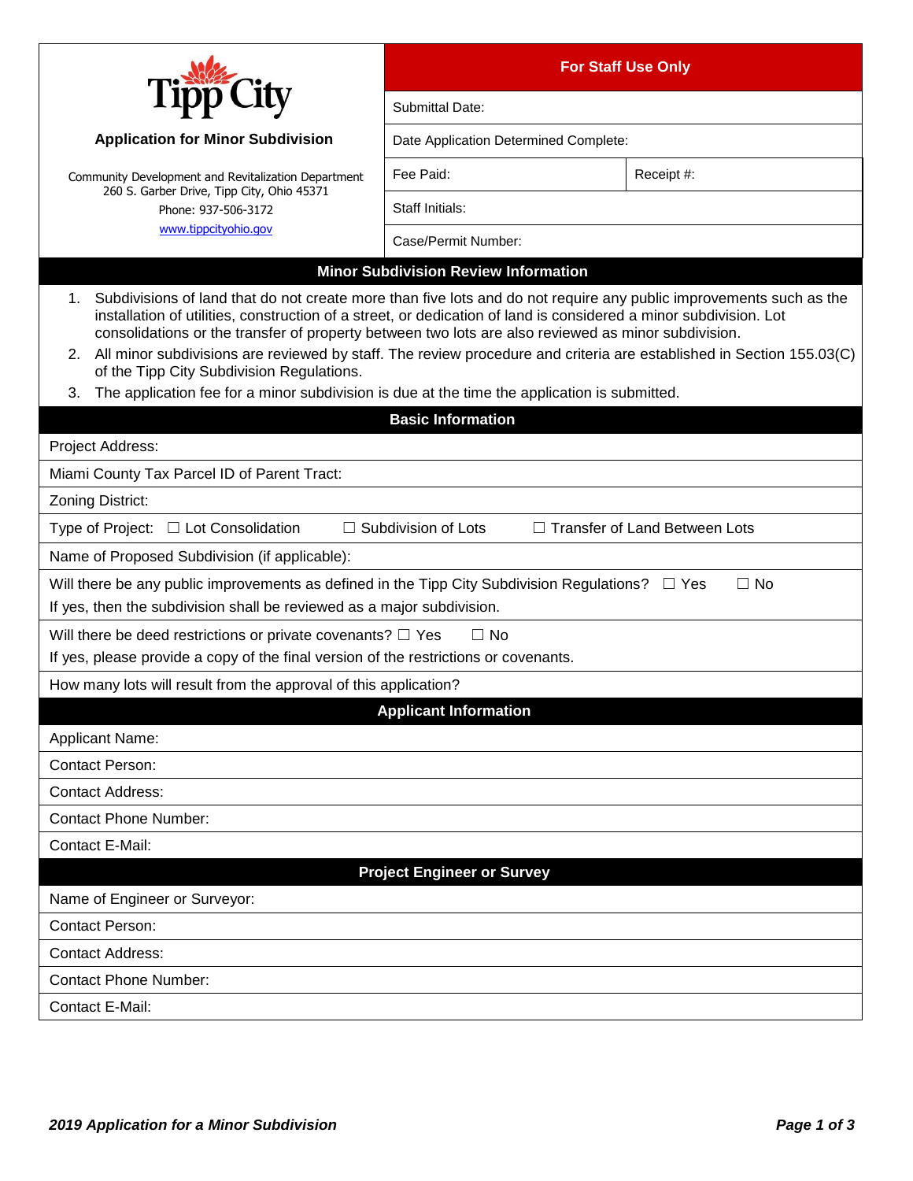# Tipp City

## Application for Minor Subdivision

Community Development and Revitalization Department
260 S. Garber Drive, Tipp City, Ohio 45371
Phone: 937-506-3172
www.tippcityohio.gov

| For Staff Use Only | |
|---|---|
| Submittal Date: | |
| Date Application Determined Complete: | |
| Fee Paid: | Receipt #: |
| Staff Initials: | |
| Case/Permit Number: | |

## Minor Subdivision Review Information

1. Subdivisions of land that do not create more than five lots and do not require any public improvements such as the installation of utilities, construction of a street, or dedication of land is considered a minor subdivision. Lot consolidations or the transfer of property between two lots are also reviewed as minor subdivision.
2. All minor subdivisions are reviewed by staff. The review procedure and criteria are established in Section 155.03(C) of the Tipp City Subdivision Regulations.
3. The application fee for a minor subdivision is due at the time the application is submitted.

## Basic Information

Project Address:

Miami County Tax Parcel ID of Parent Tract:

Zoning District:

Type of Project: ☐ Lot Consolidation ☐ Subdivision of Lots ☐ Transfer of Land Between Lots

Name of Proposed Subdivision (if applicable):

Will there be any public improvements as defined in the Tipp City Subdivision Regulations? ☐ Yes ☐ No
If yes, then the subdivision shall be reviewed as a major subdivision.

Will there be deed restrictions or private covenants? ☐ Yes ☐ No
If yes, please provide a copy of the final version of the restrictions or covenants.

How many lots will result from the approval of this application?

## Applicant Information

Applicant Name:

Contact Person:

Contact Address:

Contact Phone Number:

Contact E-Mail:

## Project Engineer or Survey

Name of Engineer or Surveyor:

Contact Person:

Contact Address:

Contact Phone Number:

Contact E-Mail:

*2019 Application for a Minor Subdivision*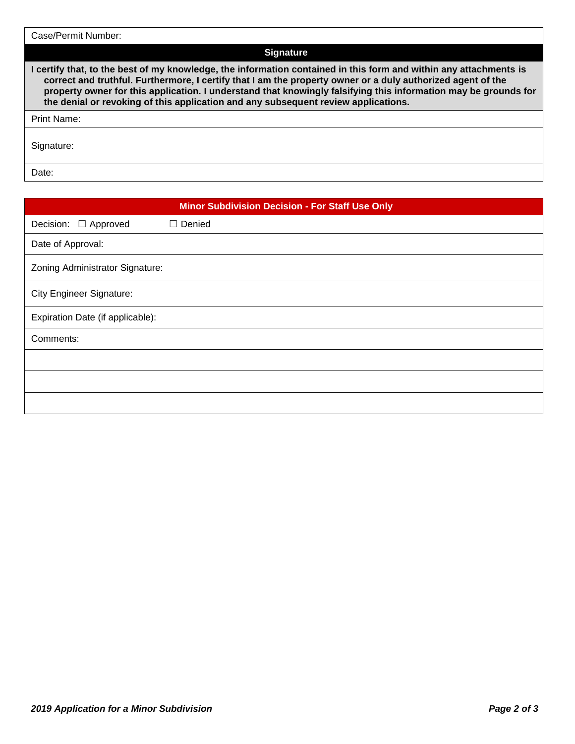Case/Permit Number:

## Signature

**I certify that, to the best of my knowledge, the information contained in this form and within any attachments is correct and truthful. Furthermore, I certify that I am the property owner or a duly authorized agent of the property owner for this application. I understand that knowingly falsifying this information may be grounds for the denial or revoking of this application and any subsequent review applications.**

Print Name:

Signature:

Date:

## Minor Subdivision Decision - For Staff Use Only

Decision: ☐ Approved ☐ Denied

Date of Approval:

Zoning Administrator Signature:

City Engineer Signature:

Expiration Date (if applicable):

Comments: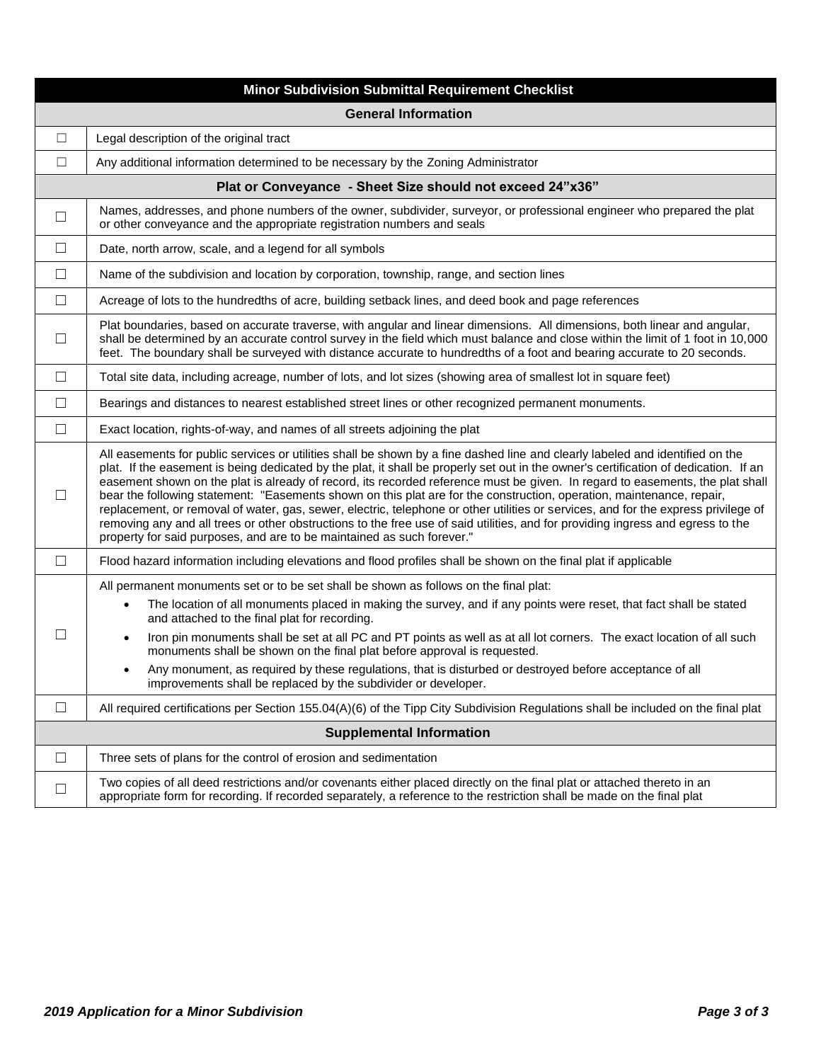| Minor Subdivision Submittal Requirement Checklist | |
|---|---|
| **General Information** | |
| ☐ | Legal description of the original tract |
| ☐ | Any additional information determined to be necessary by the Zoning Administrator |
| **Plat or Conveyance - Sheet Size should not exceed 24”x36”** | |
| ☐ | Names, addresses, and phone numbers of the owner, subdivider, surveyor, or professional engineer who prepared the plat or other conveyance and the appropriate registration numbers and seals |
| ☐ | Date, north arrow, scale, and a legend for all symbols |
| ☐ | Name of the subdivision and location by corporation, township, range, and section lines |
| ☐ | Acreage of lots to the hundredths of acre, building setback lines, and deed book and page references |
| ☐ | Plat boundaries, based on accurate traverse, with angular and linear dimensions. All dimensions, both linear and angular, shall be determined by an accurate control survey in the field which must balance and close within the limit of 1 foot in 10,000 feet. The boundary shall be surveyed with distance accurate to hundredths of a foot and bearing accurate to 20 seconds. |
| ☐ | Total site data, including acreage, number of lots, and lot sizes (showing area of smallest lot in square feet) |
| ☐ | Bearings and distances to nearest established street lines or other recognized permanent monuments. |
| ☐ | Exact location, rights-of-way, and names of all streets adjoining the plat |
| ☐ | All easements for public services or utilities shall be shown by a fine dashed line and clearly labeled and identified on the plat. If the easement is being dedicated by the plat, it shall be properly set out in the owner's certification of dedication. If an easement shown on the plat is already of record, its recorded reference must be given. In regard to easements, the plat shall bear the following statement: "Easements shown on this plat are for the construction, operation, maintenance, repair, replacement, or removal of water, gas, sewer, electric, telephone or other utilities or services, and for the express privilege of removing any and all trees or other obstructions to the free use of said utilities, and for providing ingress and egress to the property for said purposes, and are to be maintained as such forever." |
| ☐ | Flood hazard information including elevations and flood profiles shall be shown on the final plat if applicable |
| ☐ | All permanent monuments set or to be set shall be shown as follows on the final plat:<br>• The location of all monuments placed in making the survey, and if any points were reset, that fact shall be stated and attached to the final plat for recording.<br>• Iron pin monuments shall be set at all PC and PT points as well as at all lot corners. The exact location of all such monuments shall be shown on the final plat before approval is requested.<br>• Any monument, as required by these regulations, that is disturbed or destroyed before acceptance of all improvements shall be replaced by the subdivider or developer. |
| ☐ | All required certifications per Section 155.04(A)(6) of the Tipp City Subdivision Regulations shall be included on the final plat |
| **Supplemental Information** | |
| ☐ | Three sets of plans for the control of erosion and sedimentation |
| ☐ | Two copies of all deed restrictions and/or covenants either placed directly on the final plat or attached thereto in an appropriate form for recording. If recorded separately, a reference to the restriction shall be made on the final plat |